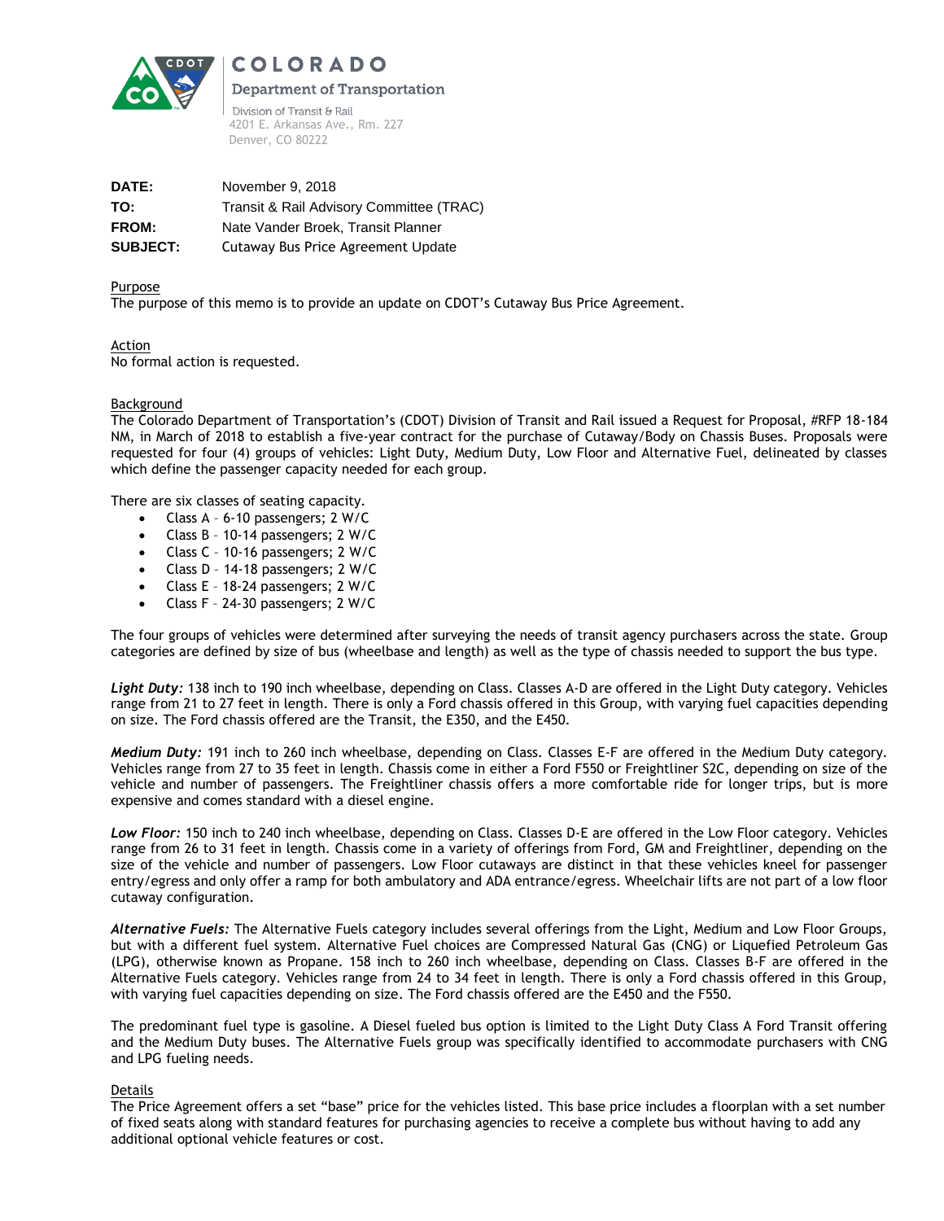COLORADO

Department of Transportation

Division of Transit & Rail
4201 E. Arkansas Ave., Rm. 227
Denver, CO 80222

**DATE:** November 9, 2018
**TO:** Transit & Rail Advisory Committee (TRAC)
**FROM:** Nate Vander Broek, Transit Planner
**SUBJECT:** Cutaway Bus Price Agreement Update

## Purpose

The purpose of this memo is to provide an update on CDOT's Cutaway Bus Price Agreement.

## Action

No formal action is requested.

## Background

The Colorado Department of Transportation's (CDOT) Division of Transit and Rail issued a Request for Proposal, #RFP 18-184 NM, in March of 2018 to establish a five-year contract for the purchase of Cutaway/Body on Chassis Buses. Proposals were requested for four (4) groups of vehicles: Light Duty, Medium Duty, Low Floor and Alternative Fuel, delineated by classes which define the passenger capacity needed for each group.

There are six classes of seating capacity.

- Class A – 6-10 passengers; 2 W/C
- Class B – 10-14 passengers; 2 W/C
- Class C – 10-16 passengers; 2 W/C
- Class D – 14-18 passengers; 2 W/C
- Class E – 18-24 passengers; 2 W/C
- Class F – 24-30 passengers; 2 W/C

The four groups of vehicles were determined after surveying the needs of transit agency purchasers across the state. Group categories are defined by size of bus (wheelbase and length) as well as the type of chassis needed to support the bus type.

***Light Duty:*** 138 inch to 190 inch wheelbase, depending on Class. Classes A-D are offered in the Light Duty category. Vehicles range from 21 to 27 feet in length. There is only a Ford chassis offered in this Group, with varying fuel capacities depending on size. The Ford chassis offered are the Transit, the E350, and the E450.

***Medium Duty:*** 191 inch to 260 inch wheelbase, depending on Class. Classes E-F are offered in the Medium Duty category. Vehicles range from 27 to 35 feet in length. Chassis come in either a Ford F550 or Freightliner S2C, depending on size of the vehicle and number of passengers. The Freightliner chassis offers a more comfortable ride for longer trips, but is more expensive and comes standard with a diesel engine.

***Low Floor:*** 150 inch to 240 inch wheelbase, depending on Class. Classes D-E are offered in the Low Floor category. Vehicles range from 26 to 31 feet in length. Chassis come in a variety of offerings from Ford, GM and Freightliner, depending on the size of the vehicle and number of passengers. Low Floor cutaways are distinct in that these vehicles kneel for passenger entry/egress and only offer a ramp for both ambulatory and ADA entrance/egress. Wheelchair lifts are not part of a low floor cutaway configuration.

***Alternative Fuels:*** The Alternative Fuels category includes several offerings from the Light, Medium and Low Floor Groups, but with a different fuel system. Alternative Fuel choices are Compressed Natural Gas (CNG) or Liquefied Petroleum Gas (LPG), otherwise known as Propane. 158 inch to 260 inch wheelbase, depending on Class. Classes B-F are offered in the Alternative Fuels category. Vehicles range from 24 to 34 feet in length. There is only a Ford chassis offered in this Group, with varying fuel capacities depending on size. The Ford chassis offered are the E450 and the F550.

The predominant fuel type is gasoline. A Diesel fueled bus option is limited to the Light Duty Class A Ford Transit offering and the Medium Duty buses. The Alternative Fuels group was specifically identified to accommodate purchasers with CNG and LPG fueling needs.

## Details

The Price Agreement offers a set "base" price for the vehicles listed. This base price includes a floorplan with a set number of fixed seats along with standard features for purchasing agencies to receive a complete bus without having to add any additional optional vehicle features or cost.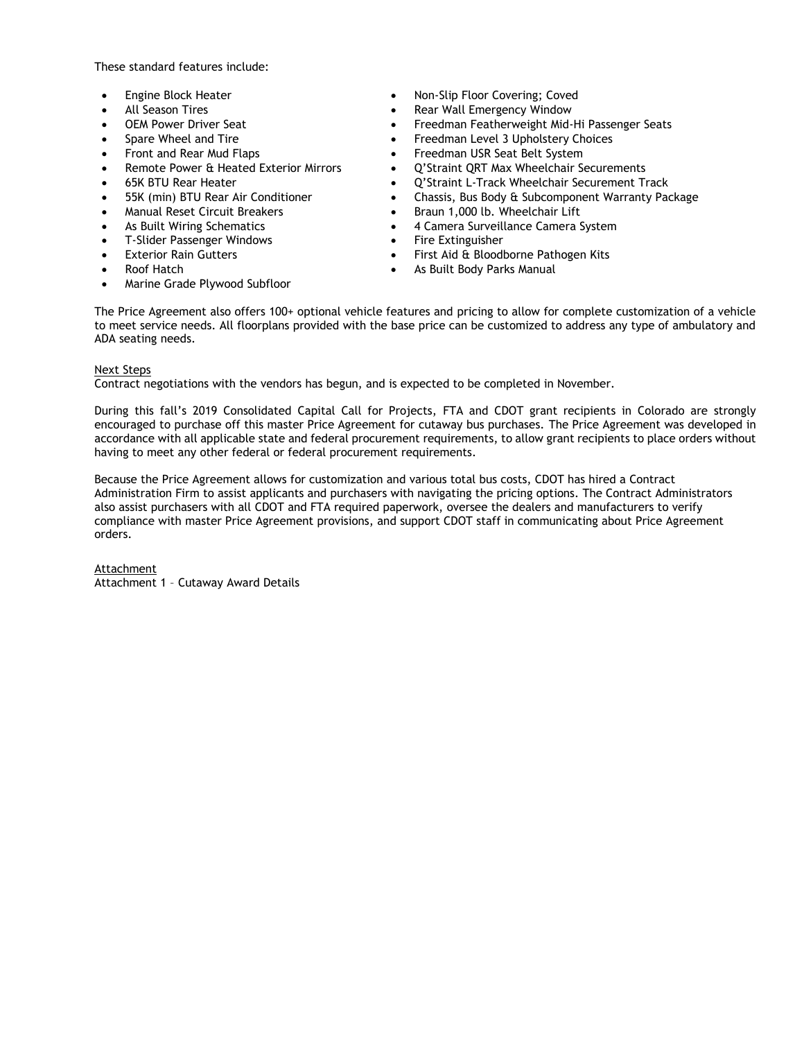These standard features include:

- Engine Block Heater
- All Season Tires
- OEM Power Driver Seat
- Spare Wheel and Tire
- Front and Rear Mud Flaps
- Remote Power & Heated Exterior Mirrors
- 65K BTU Rear Heater
- 55K (min) BTU Rear Air Conditioner
- Manual Reset Circuit Breakers
- As Built Wiring Schematics
- T-Slider Passenger Windows
- Exterior Rain Gutters
- Roof Hatch
- Marine Grade Plywood Subfloor
- Non-Slip Floor Covering; Coved
- Rear Wall Emergency Window
- Freedman Featherweight Mid-Hi Passenger Seats
- Freedman Level 3 Upholstery Choices
- Freedman USR Seat Belt System
- Q'Straint QRT Max Wheelchair Securements
- Q'Straint L-Track Wheelchair Securement Track
- Chassis, Bus Body & Subcomponent Warranty Package
- Braun 1,000 lb. Wheelchair Lift
- 4 Camera Surveillance Camera System
- Fire Extinguisher
- First Aid & Bloodborne Pathogen Kits
- As Built Body Parks Manual

The Price Agreement also offers 100+ optional vehicle features and pricing to allow for complete customization of a vehicle to meet service needs. All floorplans provided with the base price can be customized to address any type of ambulatory and ADA seating needs.

Next Steps

Contract negotiations with the vendors has begun, and is expected to be completed in November.

During this fall's 2019 Consolidated Capital Call for Projects, FTA and CDOT grant recipients in Colorado are strongly encouraged to purchase off this master Price Agreement for cutaway bus purchases. The Price Agreement was developed in accordance with all applicable state and federal procurement requirements, to allow grant recipients to place orders without having to meet any other federal or federal procurement requirements.

Because the Price Agreement allows for customization and various total bus costs, CDOT has hired a Contract Administration Firm to assist applicants and purchasers with navigating the pricing options. The Contract Administrators also assist purchasers with all CDOT and FTA required paperwork, oversee the dealers and manufacturers to verify compliance with master Price Agreement provisions, and support CDOT staff in communicating about Price Agreement orders.

Attachment

Attachment 1 – Cutaway Award Details